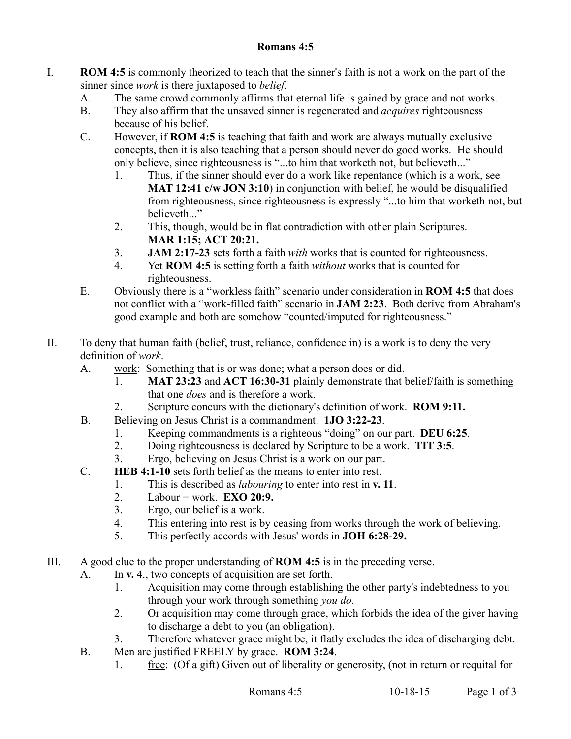# Romans 4:5

I. **ROM 4:5** is commonly theorized to teach that the sinner's faith is not a work on the part of the sinner since *work* is there juxtaposed to *belief*.

   A. The same crowd commonly affirms that eternal life is gained by grace and not works.

   B. They also affirm that the unsaved sinner is regenerated and *acquires* righteousness because of his belief.

   C. However, if **ROM 4:5** is teaching that faith and work are always mutually exclusive concepts, then it is also teaching that a person should never do good works. He should only believe, since righteousness is "...to him that worketh not, but believeth..."

      1. Thus, if the sinner should ever do a work like repentance (which is a work, see **MAT 12:41 c/w JON 3:10**) in conjunction with belief, he would be disqualified from righteousness, since righteousness is expressly "...to him that worketh not, but believeth..."

      2. This, though, would be in flat contradiction with other plain Scriptures. **MAR 1:15; ACT 20:21.**

      3. **JAM 2:17-23** sets forth a faith *with* works that is counted for righteousness.

      4. Yet **ROM 4:5** is setting forth a faith *without* works that is counted for righteousness.

   E. Obviously there is a "workless faith" scenario under consideration in **ROM 4:5** that does not conflict with a "work-filled faith" scenario in **JAM 2:23**. Both derive from Abraham's good example and both are somehow "counted/imputed for righteousness."

II. To deny that human faith (belief, trust, reliance, confidence in) is a work is to deny the very definition of *work*.

   A. <u>work</u>: Something that is or was done; what a person does or did.

      1. **MAT 23:23** and **ACT 16:30-31** plainly demonstrate that belief/faith is something that one *does* and is therefore a work.

      2. Scripture concurs with the dictionary's definition of work. **ROM 9:11.**

   B. Believing on Jesus Christ is a commandment. **1JO 3:22-23**.

      1. Keeping commandments is a righteous "doing" on our part. **DEU 6:25**.

      2. Doing righteousness is declared by Scripture to be a work. **TIT 3:5**.

      3. Ergo, believing on Jesus Christ is a work on our part.

   C. **HEB 4:1-10** sets forth belief as the means to enter into rest.

      1. This is described as *labouring* to enter into rest in **v. 11**.

      2. Labour = work. **EXO 20:9.**

      3. Ergo, our belief is a work.

      4. This entering into rest is by ceasing from works through the work of believing.

      5. This perfectly accords with Jesus' words in **JOH 6:28-29.**

III. A good clue to the proper understanding of **ROM 4:5** is in the preceding verse.

   A. In **v. 4**., two concepts of acquisition are set forth.

      1. Acquisition may come through establishing the other party's indebtedness to you through your work through something *you do*.

      2. Or acquisition may come through grace, which forbids the idea of the giver having to discharge a debt to you (an obligation).

      3. Therefore whatever grace might be, it flatly excludes the idea of discharging debt.

   B. Men are justified FREELY by grace. **ROM 3:24**.

      1. <u>free</u>: (Of a gift) Given out of liberality or generosity, (not in return or requital for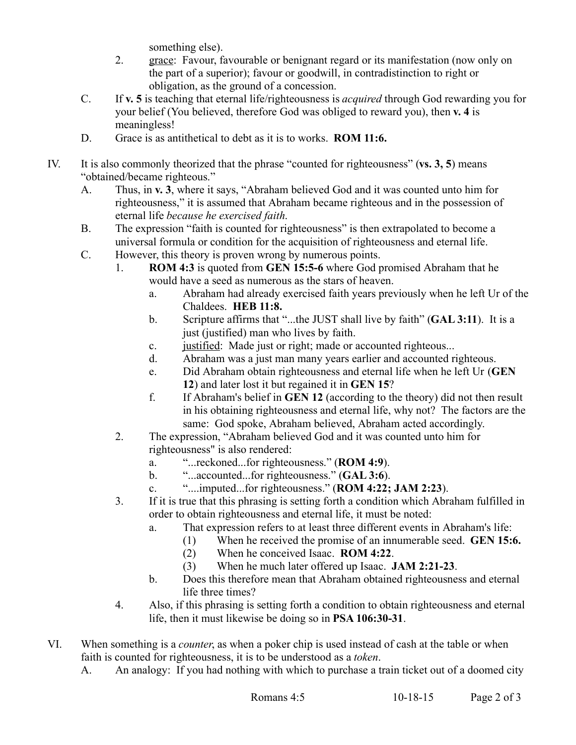something else).

2. grace: Favour, favourable or benignant regard or its manifestation (now only on the part of a superior); favour or goodwill, in contradistinction to right or obligation, as the ground of a concession.

C. If **v. 5** is teaching that eternal life/righteousness is *acquired* through God rewarding you for your belief (You believed, therefore God was obliged to reward you), then **v. 4** is meaningless!

D. Grace is as antithetical to debt as it is to works. **ROM 11:6.**

IV. It is also commonly theorized that the phrase "counted for righteousness" (**vs. 3, 5**) means "obtained/became righteous."

A. Thus, in **v. 3**, where it says, "Abraham believed God and it was counted unto him for righteousness," it is assumed that Abraham became righteous and in the possession of eternal life *because he exercised faith*.

B. The expression "faith is counted for righteousness" is then extrapolated to become a universal formula or condition for the acquisition of righteousness and eternal life.

C. However, this theory is proven wrong by numerous points.

1. **ROM 4:3** is quoted from **GEN 15:5-6** where God promised Abraham that he would have a seed as numerous as the stars of heaven.
   a. Abraham had already exercised faith years previously when he left Ur of the Chaldees. **HEB 11:8.**
   b. Scripture affirms that "...the JUST shall live by faith" (**GAL 3:11**). It is a just (justified) man who lives by faith.
   c. justified: Made just or right; made or accounted righteous...
   d. Abraham was a just man many years earlier and accounted righteous.
   e. Did Abraham obtain righteousness and eternal life when he left Ur (**GEN 12**) and later lost it but regained it in **GEN 15**?
   f. If Abraham's belief in **GEN 12** (according to the theory) did not then result in his obtaining righteousness and eternal life, why not? The factors are the same: God spoke, Abraham believed, Abraham acted accordingly.

2. The expression, "Abraham believed God and it was counted unto him for righteousness" is also rendered:
   a. "...reckoned...for righteousness." (**ROM 4:9**).
   b. "...accounted...for righteousness." (**GAL 3:6**).
   c. "....imputed...for righteousness." (**ROM 4:22; JAM 2:23**).

3. If it is true that this phrasing is setting forth a condition which Abraham fulfilled in order to obtain righteousness and eternal life, it must be noted:
   a. That expression refers to at least three different events in Abraham's life:
      (1) When he received the promise of an innumerable seed. **GEN 15:6.**
      (2) When he conceived Isaac. **ROM 4:22**.
      (3) When he much later offered up Isaac. **JAM 2:21-23**.
   b. Does this therefore mean that Abraham obtained righteousness and eternal life three times?

4. Also, if this phrasing is setting forth a condition to obtain righteousness and eternal life, then it must likewise be doing so in **PSA 106:30-31**.

VI. When something is a *counter*, as when a poker chip is used instead of cash at the table or when faith is counted for righteousness, it is to be understood as a *token*.

A. An analogy: If you had nothing with which to purchase a train ticket out of a doomed city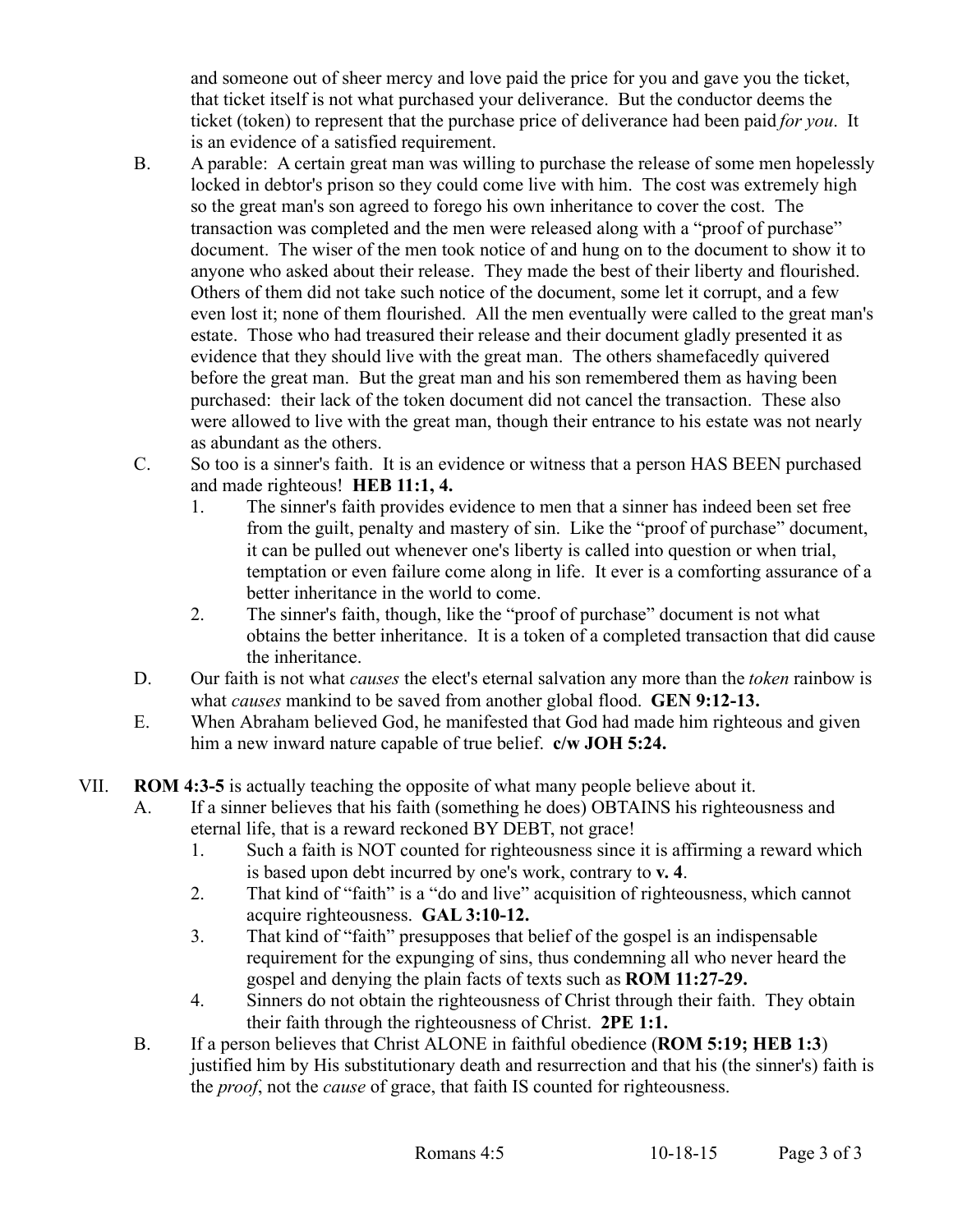and someone out of sheer mercy and love paid the price for you and gave you the ticket, that ticket itself is not what purchased your deliverance. But the conductor deems the ticket (token) to represent that the purchase price of deliverance had been paid *for you*. It is an evidence of a satisfied requirement.

B. A parable: A certain great man was willing to purchase the release of some men hopelessly locked in debtor's prison so they could come live with him. The cost was extremely high so the great man's son agreed to forego his own inheritance to cover the cost. The transaction was completed and the men were released along with a "proof of purchase" document. The wiser of the men took notice of and hung on to the document to show it to anyone who asked about their release. They made the best of their liberty and flourished. Others of them did not take such notice of the document, some let it corrupt, and a few even lost it; none of them flourished. All the men eventually were called to the great man's estate. Those who had treasured their release and their document gladly presented it as evidence that they should live with the great man. The others shamefacedly quivered before the great man. But the great man and his son remembered them as having been purchased: their lack of the token document did not cancel the transaction. These also were allowed to live with the great man, though their entrance to his estate was not nearly as abundant as the others.

C. So too is a sinner's faith. It is an evidence or witness that a person HAS BEEN purchased and made righteous! **HEB 11:1, 4.**
   1. The sinner's faith provides evidence to men that a sinner has indeed been set free from the guilt, penalty and mastery of sin. Like the "proof of purchase" document, it can be pulled out whenever one's liberty is called into question or when trial, temptation or even failure come along in life. It ever is a comforting assurance of a better inheritance in the world to come.
   2. The sinner's faith, though, like the "proof of purchase" document is not what obtains the better inheritance. It is a token of a completed transaction that did cause the inheritance.

D. Our faith is not what *causes* the elect's eternal salvation any more than the *token* rainbow is what *causes* mankind to be saved from another global flood. **GEN 9:12-13.**

E. When Abraham believed God, he manifested that God had made him righteous and given him a new inward nature capable of true belief. **c/w JOH 5:24.**

VII. **ROM 4:3-5** is actually teaching the opposite of what many people believe about it.

A. If a sinner believes that his faith (something he does) OBTAINS his righteousness and eternal life, that is a reward reckoned BY DEBT, not grace!
   1. Such a faith is NOT counted for righteousness since it is affirming a reward which is based upon debt incurred by one's work, contrary to **v. 4**.
   2. That kind of "faith" is a "do and live" acquisition of righteousness, which cannot acquire righteousness. **GAL 3:10-12.**
   3. That kind of "faith" presupposes that belief of the gospel is an indispensable requirement for the expunging of sins, thus condemning all who never heard the gospel and denying the plain facts of texts such as **ROM 11:27-29.**
   4. Sinners do not obtain the righteousness of Christ through their faith. They obtain their faith through the righteousness of Christ. **2PE 1:1.**

B. If a person believes that Christ ALONE in faithful obedience (**ROM 5:19; HEB 1:3**) justified him by His substitutionary death and resurrection and that his (the sinner's) faith is the *proof*, not the *cause* of grace, that faith IS counted for righteousness.